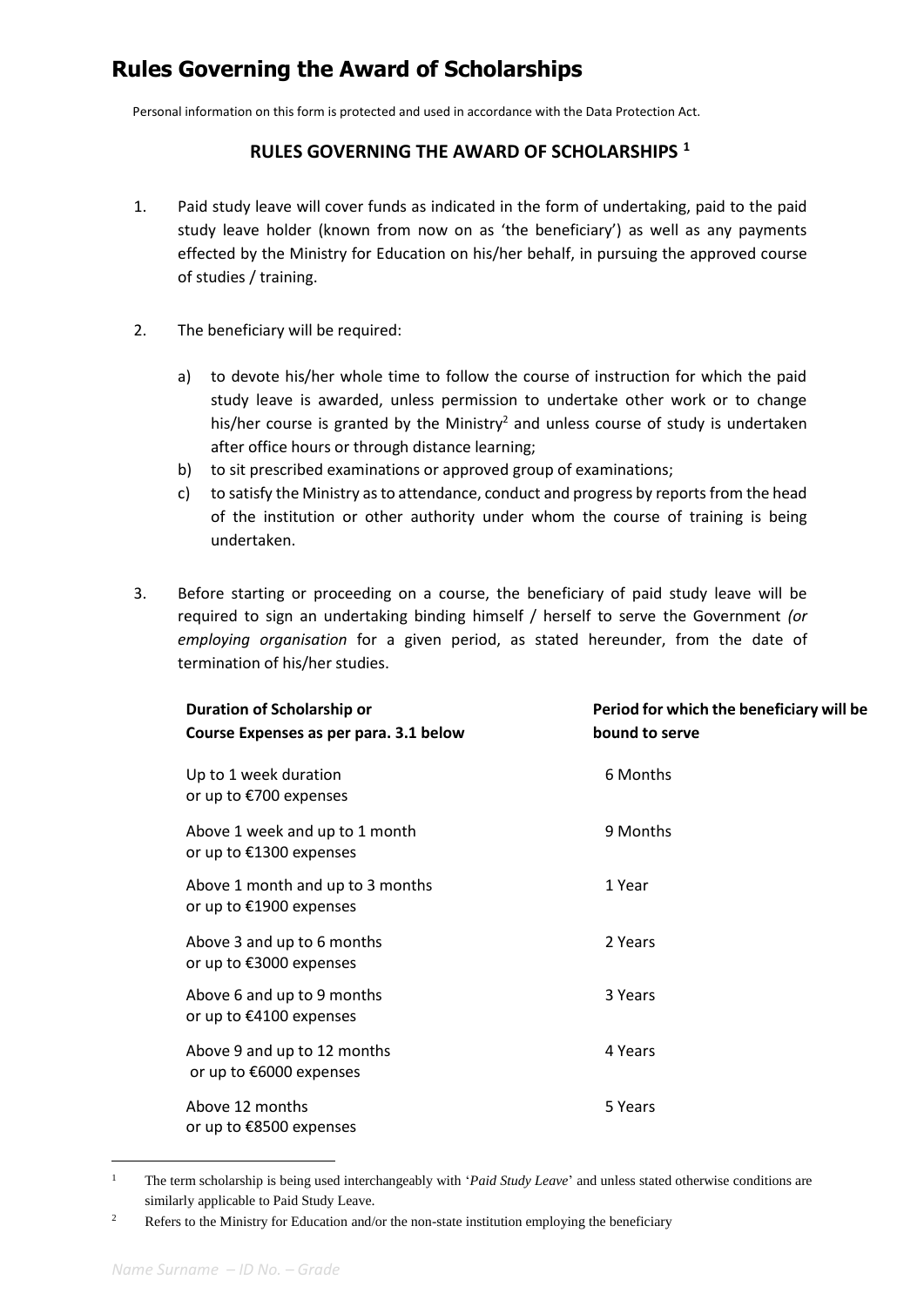# Rules Governing the Award of Scholarships

Personal information on this form is protected and used in accordance with the Data Protection Act.

## RULES GOVERNING THE AWARD OF SCHOLARSHIPS [1]

1. Paid study leave will cover funds as indicated in the form of undertaking, paid to the paid study leave holder (known from now on as 'the beneficiary') as well as any payments effected by the Ministry for Education on his/her behalf, in pursuing the approved course of studies / training.

2. The beneficiary will be required:

   a) to devote his/her whole time to follow the course of instruction for which the paid study leave is awarded, unless permission to undertake other work or to change his/her course is granted by the Ministry[2] and unless course of study is undertaken after office hours or through distance learning;
   b) to sit prescribed examinations or approved group of examinations;
   c) to satisfy the Ministry as to attendance, conduct and progress by reports from the head of the institution or other authority under whom the course of training is being undertaken.

3. Before starting or proceeding on a course, the beneficiary of paid study leave will be required to sign an undertaking binding himself / herself to serve the Government *(or employing organisation* for a given period, as stated hereunder, from the date of termination of his/her studies.

| Duration of Scholarship or Course Expenses as per para. 3.1 below | Period for which the beneficiary will be bound to serve |
|---|---|
| Up to 1 week duration or up to €700 expenses | 6 Months |
| Above 1 week and up to 1 month or up to €1300 expenses | 9 Months |
| Above 1 month and up to 3 months or up to €1900 expenses | 1 Year |
| Above 3 and up to 6 months or up to €3000 expenses | 2 Years |
| Above 6 and up to 9 months or up to €4100 expenses | 3 Years |
| Above 9 and up to 12 months or up to €6000 expenses | 4 Years |
| Above 12 months or up to €8500 expenses | 5 Years |

[1] The term scholarship is being used interchangeably with '*Paid Study Leave*' and unless stated otherwise conditions are similarly applicable to Paid Study Leave.

[2] Refers to the Ministry for Education and/or the non-state institution employing the beneficiary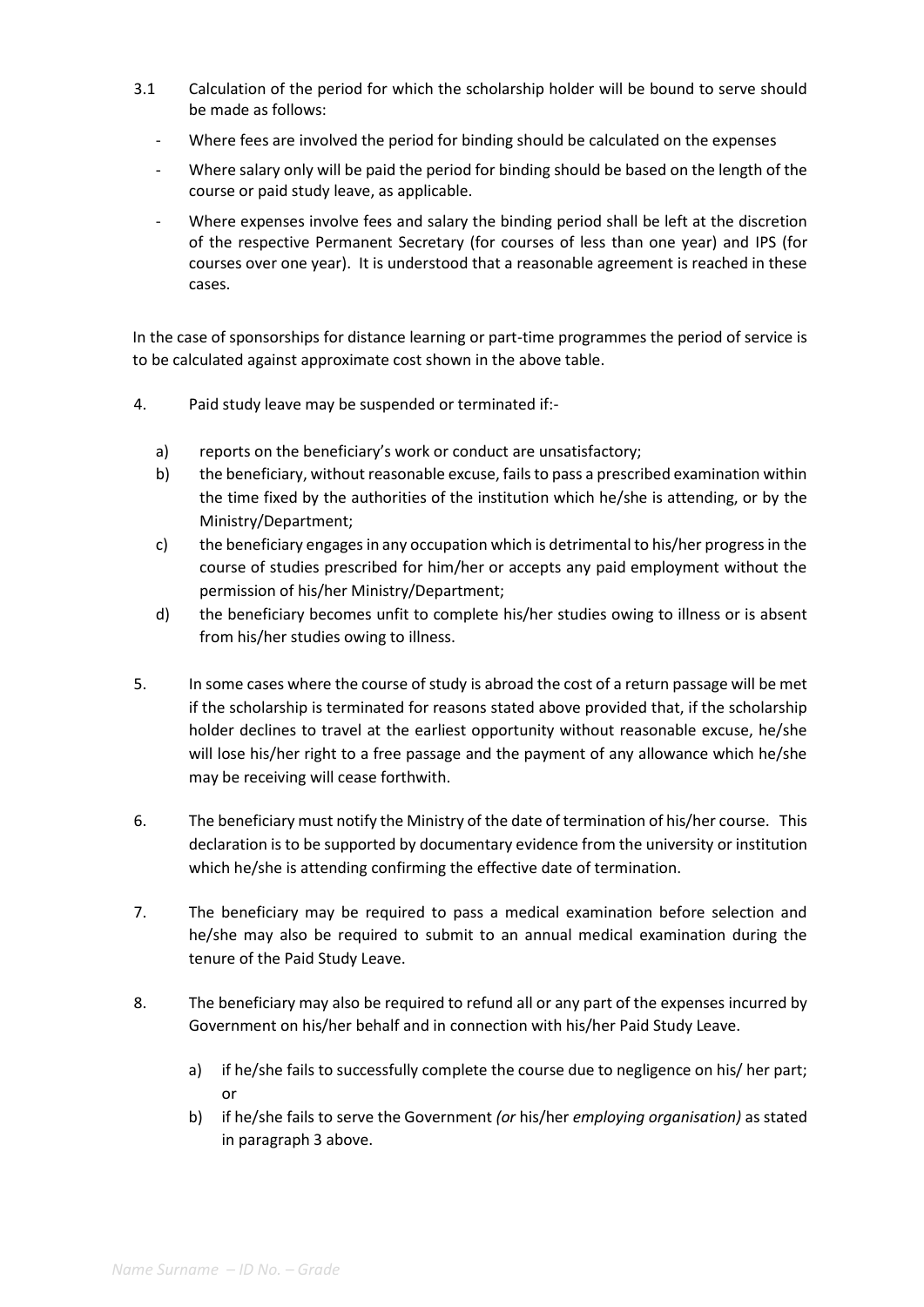3.1 Calculation of the period for which the scholarship holder will be bound to serve should be made as follows:

- Where fees are involved the period for binding should be calculated on the expenses
- Where salary only will be paid the period for binding should be based on the length of the course or paid study leave, as applicable.
- Where expenses involve fees and salary the binding period shall be left at the discretion of the respective Permanent Secretary (for courses of less than one year) and IPS (for courses over one year). It is understood that a reasonable agreement is reached in these cases.

In the case of sponsorships for distance learning or part-time programmes the period of service is to be calculated against approximate cost shown in the above table.

4. Paid study leave may be suspended or terminated if:-

   a) reports on the beneficiary's work or conduct are unsatisfactory;
   b) the beneficiary, without reasonable excuse, fails to pass a prescribed examination within the time fixed by the authorities of the institution which he/she is attending, or by the Ministry/Department;
   c) the beneficiary engages in any occupation which is detrimental to his/her progress in the course of studies prescribed for him/her or accepts any paid employment without the permission of his/her Ministry/Department;
   d) the beneficiary becomes unfit to complete his/her studies owing to illness or is absent from his/her studies owing to illness.

5. In some cases where the course of study is abroad the cost of a return passage will be met if the scholarship is terminated for reasons stated above provided that, if the scholarship holder declines to travel at the earliest opportunity without reasonable excuse, he/she will lose his/her right to a free passage and the payment of any allowance which he/she may be receiving will cease forthwith.

6. The beneficiary must notify the Ministry of the date of termination of his/her course. This declaration is to be supported by documentary evidence from the university or institution which he/she is attending confirming the effective date of termination.

7. The beneficiary may be required to pass a medical examination before selection and he/she may also be required to submit to an annual medical examination during the tenure of the Paid Study Leave.

8. The beneficiary may also be required to refund all or any part of the expenses incurred by Government on his/her behalf and in connection with his/her Paid Study Leave.

   a) if he/she fails to successfully complete the course due to negligence on his/ her part; or
   b) if he/she fails to serve the Government *(or* his/her *employing organisation)* as stated in paragraph 3 above.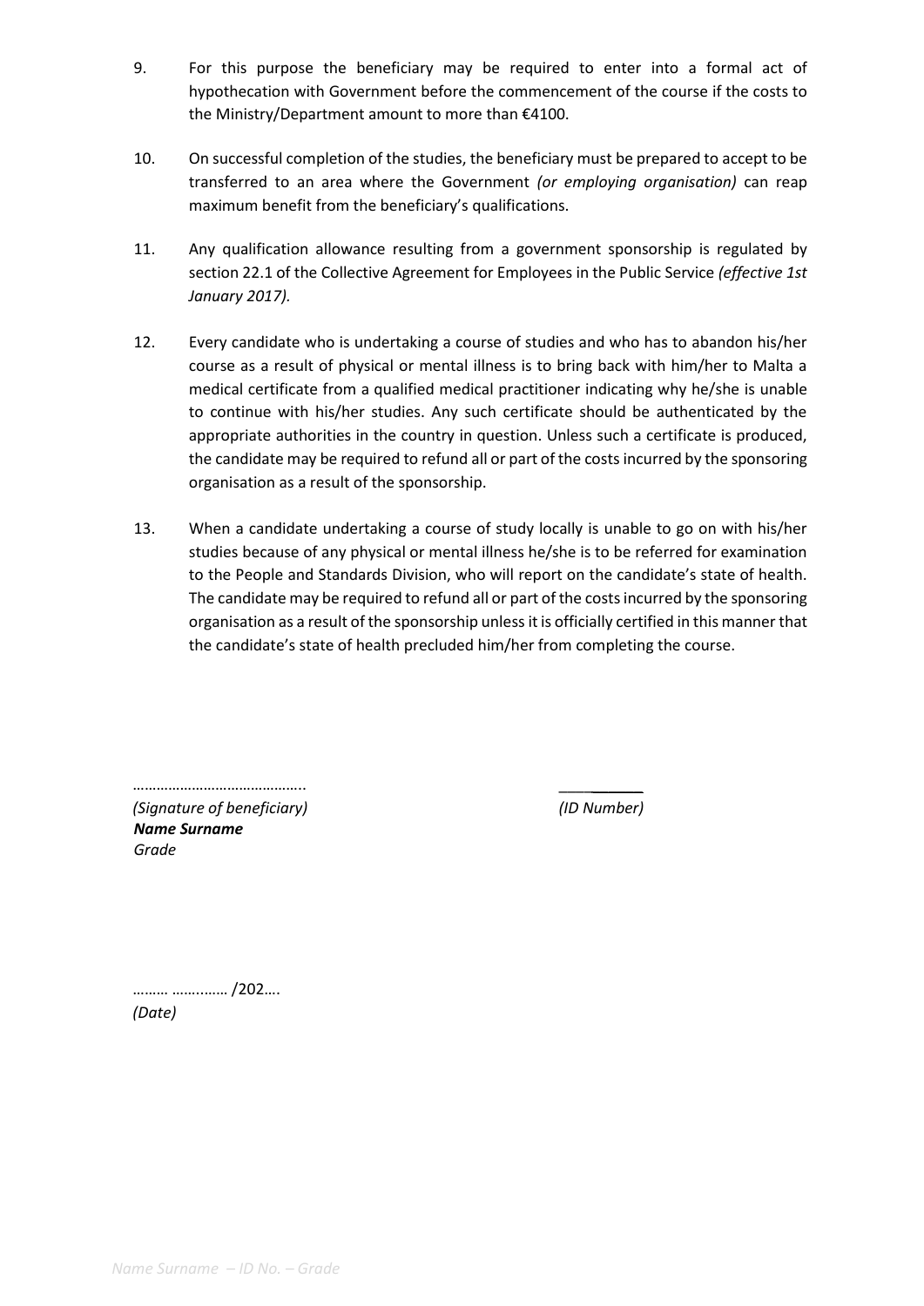9. For this purpose the beneficiary may be required to enter into a formal act of hypothecation with Government before the commencement of the course if the costs to the Ministry/Department amount to more than €4100.

10. On successful completion of the studies, the beneficiary must be prepared to accept to be transferred to an area where the Government *(or employing organisation)* can reap maximum benefit from the beneficiary's qualifications.

11. Any qualification allowance resulting from a government sponsorship is regulated by section 22.1 of the Collective Agreement for Employees in the Public Service *(effective 1st January 2017).*

12. Every candidate who is undertaking a course of studies and who has to abandon his/her course as a result of physical or mental illness is to bring back with him/her to Malta a medical certificate from a qualified medical practitioner indicating why he/she is unable to continue with his/her studies. Any such certificate should be authenticated by the appropriate authorities in the country in question. Unless such a certificate is produced, the candidate may be required to refund all or part of the costs incurred by the sponsoring organisation as a result of the sponsorship.

13. When a candidate undertaking a course of study locally is unable to go on with his/her studies because of any physical or mental illness he/she is to be referred for examination to the People and Standards Division, who will report on the candidate's state of health. The candidate may be required to refund all or part of the costs incurred by the sponsoring organisation as a result of the sponsorship unless it is officially certified in this manner that the candidate's state of health precluded him/her from completing the course.

……………………………………..
*(Signature of beneficiary)*
***Name Surname***
*Grade*

\_\_\_\_\_\_\_\_
*(ID Number)*

……… ……..…… /202….
*(Date)*